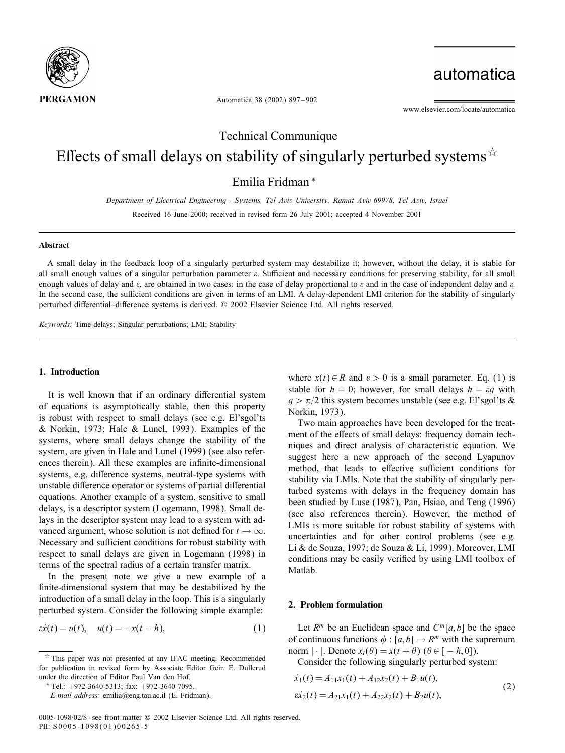Technical Communique

# Effects of small delays on stability of singularly perturbed systems ☆

Emilia Fridman *

*Department of Electrical Engineering - Systems, Tel Aviv University, Ramat Aviv 69978, Tel Aviv, Israel*

Received 16 June 2000; received in revised form 26 July 2001; accepted 4 November 2001

## Abstract

A small delay in the feedback loop of a singularly perturbed system may destabilize it; however, without the delay, it is stable for all small enough values of a singular perturbation parameter $\varepsilon$. Sufficient and necessary conditions for preserving stability, for all small enough values of delay and $\varepsilon$, are obtained in two cases: in the case of delay proportional to $\varepsilon$ and in the case of independent delay and $\varepsilon$. In the second case, the sufficient conditions are given in terms of an LMI. A delay-dependent LMI criterion for the stability of singularly perturbed differential–difference systems is derived. © 2002 Elsevier Science Ltd. All rights reserved.

*Keywords:* Time-delays; Singular perturbations; LMI; Stability

## 1. Introduction

It is well known that if an ordinary differential system of equations is asymptotically stable, then this property is robust with respect to small delays (see e.g. El'sgol'ts & Norkin, 1973; Hale & Lunel, 1993). Examples of the systems, where small delays change the stability of the system, are given in Hale and Lunel (1999) (see also references therein). All these examples are infinite-dimensional systems, e.g. difference systems, neutral-type systems with unstable difference operator or systems of partial differential equations. Another example of a system, sensitive to small delays, is a descriptor system (Logemann, 1998). Small delays in the descriptor system may lead to a system with advanced argument, whose solution is not defined for $t \to \infty$. Necessary and sufficient conditions for robust stability with respect to small delays are given in Logemann (1998) in terms of the spectral radius of a certain transfer matrix.

In the present note we give a new example of a finite-dimensional system that may be destabilized by the introduction of a small delay in the loop. This is a singularly perturbed system. Consider the following simple example:

$$\varepsilon\dot{x}(t) = u(t), \quad u(t) = -x(t-h), \tag{1}$$

where $x(t) \in R$ and $\varepsilon > 0$ is a small parameter. Eq. (1) is stable for $h = 0$; however, for small delays $h = \varepsilon g$ with $g > \pi/2$ this system becomes unstable (see e.g. El'sgol'ts & Norkin, 1973).

Two main approaches have been developed for the treatment of the effects of small delays: frequency domain techniques and direct analysis of characteristic equation. We suggest here a new approach of the second Lyapunov method, that leads to effective sufficient conditions for stability via LMIs. Note that the stability of singularly perturbed systems with delays in the frequency domain has been studied by Luse (1987), Pan, Hsiao, and Teng (1996) (see also references therein). However, the method of LMIs is more suitable for robust stability of systems with uncertainties and for other control problems (see e.g. Li & de Souza, 1997; de Souza & Li, 1999). Moreover, LMI conditions may be easily verified by using LMI toolbox of Matlab.

## 2. Problem formulation

Let $R^m$ be an Euclidean space and $C^m[a,b]$ be the space of continuous functions $\phi : [a,b] \to R^m$ with the supremum norm $|\cdot|$. Denote $x_t(\theta) = x(t+\theta)$ $(\theta \in [-h, 0])$.

Consider the following singularly perturbed system:

$$\begin{aligned} \dot{x}_1(t) &= A_{11}x_1(t) + A_{12}x_2(t) + B_1u(t), \\ \varepsilon\dot{x}_2(t) &= A_{21}x_1(t) + A_{22}x_2(t) + B_2u(t), \end{aligned} \tag{2}$$

☆ This paper was not presented at any IFAC meeting. Recommended for publication in revised form by Associate Editor Geir. E. Dullerud under the direction of Editor Paul Van den Hof.

* Tel.: +972-3640-5313; fax: +972-3640-7095.
*E-mail address:* emilia@eng.tau.ac.il (E. Fridman).

0005-1098/02/$ - see front matter © 2002 Elsevier Science Ltd. All rights reserved.
PII: S0005-1098(01)00265-5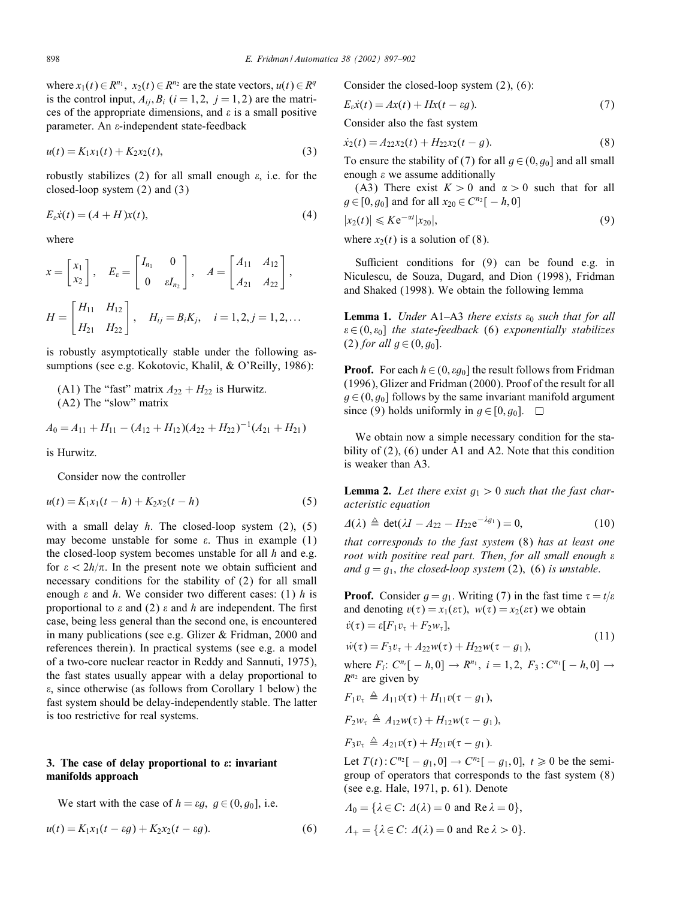where $x_1(t) \in R^{n_1}$, $x_2(t) \in R^{n_2}$ are the state vectors, $u(t) \in R^q$ is the control input, $A_{ij}, B_i$ $(i = 1, 2,\ j = 1, 2)$ are the matrices of the appropriate dimensions, and $\varepsilon$ is a small positive parameter. An $\varepsilon$-independent state-feedback

$$u(t) = K_1 x_1(t) + K_2 x_2(t), \tag{3}$$

robustly stabilizes (2) for all small enough $\varepsilon$, i.e. for the closed-loop system (2) and (3)

$$E_\varepsilon \dot{x}(t) = (A + H)x(t), \tag{4}$$

where

$$x = \begin{bmatrix} x_1 \\ x_2 \end{bmatrix}, \quad E_\varepsilon = \begin{bmatrix} I_{n_1} & 0 \\ 0 & \varepsilon I_{n_2} \end{bmatrix}, \quad A = \begin{bmatrix} A_{11} & A_{12} \\ A_{21} & A_{22} \end{bmatrix},$$

$$H = \begin{bmatrix} H_{11} & H_{12} \\ H_{21} & H_{22} \end{bmatrix}, \quad H_{ij} = B_i K_j, \quad i = 1, 2, j = 1, 2, \ldots$$

is robustly asymptotically stable under the following assumptions (see e.g. Kokotovic, Khalil, & O'Reilly, 1986):

(A1) The "fast" matrix $A_{22} + H_{22}$ is Hurwitz.
(A2) The "slow" matrix

$$A_0 = A_{11} + H_{11} - (A_{12} + H_{12})(A_{22} + H_{22})^{-1}(A_{21} + H_{21})$$

is Hurwitz.

Consider now the controller

$$u(t) = K_1 x_1(t - h) + K_2 x_2(t - h) \tag{5}$$

with a small delay $h$. The closed-loop system (2), (5) may become unstable for some $\varepsilon$. Thus in example (1) the closed-loop system becomes unstable for all $h$ and e.g. for $\varepsilon < 2h/\pi$. In the present note we obtain sufficient and necessary conditions for the stability of (2) for all small enough $\varepsilon$ and $h$. We consider two different cases: (1) $h$ is proportional to $\varepsilon$ and (2) $\varepsilon$ and $h$ are independent. The first case, being less general than the second one, is encountered in many publications (see e.g. Glizer & Fridman, 2000 and references therein). In practical systems (see e.g. a model of a two-core nuclear reactor in Reddy and Sannuti, 1975), the fast states usually appear with a delay proportional to $\varepsilon$, since otherwise (as follows from Corollary 1 below) the fast system should be delay-independently stable. The latter is too restrictive for real systems.

## 3. The case of delay proportional to $\varepsilon$: invariant manifolds approach

We start with the case of $h = \varepsilon g$, $g \in (0, g_0]$, i.e.

$$u(t) = K_1 x_1(t - \varepsilon g) + K_2 x_2(t - \varepsilon g). \tag{6}$$

Consider the closed-loop system (2), (6):

$$E_\varepsilon \dot{x}(t) = Ax(t) + Hx(t - \varepsilon g). \tag{7}$$

Consider also the fast system

$$\dot{x}_2(t) = A_{22} x_2(t) + H_{22} x_2(t - g). \tag{8}$$

To ensure the stability of (7) for all $g \in (0, g_0]$ and all small enough $\varepsilon$ we assume additionally

(A3) There exist $K > 0$ and $\alpha > 0$ such that for all $g \in [0, g_0]$ and for all $x_{20} \in C^{n_2}[-h, 0]$

$$|x_2(t)| \leqslant K e^{-\alpha t} |x_{20}|, \tag{9}$$

where $x_2(t)$ is a solution of (8).

Sufficient conditions for (9) can be found e.g. in Niculescu, de Souza, Dugard, and Dion (1998), Fridman and Shaked (1998). We obtain the following lemma

**Lemma 1.** *Under* A1–A3 *there exists* $\varepsilon_0$ *such that for all* $\varepsilon \in (0, \varepsilon_0]$ *the state-feedback* (6) *exponentially stabilizes* (2) *for all* $g \in (0, g_0]$.

**Proof.** For each $h \in (0, \varepsilon g_0]$ the result follows from Fridman (1996), Glizer and Fridman (2000). Proof of the result for all $g \in (0, g_0]$ follows by the same invariant manifold argument since (9) holds uniformly in $g \in [0, g_0]$. $\square$

We obtain now a simple necessary condition for the stability of (2), (6) under A1 and A2. Note that this condition is weaker than A3.

**Lemma 2.** *Let there exist* $g_1 > 0$ *such that the fast characteristic equation*

$$\Delta(\lambda) \triangleq \det(\lambda I - A_{22} - H_{22} e^{-\lambda g_1}) = 0, \tag{10}$$

*that corresponds to the fast system* (8) *has at least one root with positive real part. Then, for all small enough* $\varepsilon$ *and* $g = g_1$, *the closed-loop system* (2), (6) *is unstable.*

**Proof.** Consider $g = g_1$. Writing (7) in the fast time $\tau = t/\varepsilon$ and denoting $v(\tau) = x_1(\varepsilon\tau)$, $w(\tau) = x_2(\varepsilon\tau)$ we obtain

$$\begin{aligned} \dot{v}(\tau) &= \varepsilon[F_1 v_\tau + F_2 w_\tau], \\ \dot{w}(\tau) &= F_3 v_\tau + A_{22} w(\tau) + H_{22} w(\tau - g_1), \end{aligned} \tag{11}$$

where $F_i$: $C^{n_i}[-h, 0] \to R^{n_1}$, $i = 1, 2$, $F_3 : C^{n_1}[-h, 0] \to R^{n_2}$ are given by

$$F_1 v_\tau \triangleq A_{11} v(\tau) + H_{11} v(\tau - g_1),$$

$$F_2 w_\tau \triangleq A_{12} w(\tau) + H_{12} w(\tau - g_1),$$

$$F_3 v_\tau \triangleq A_{21} v(\tau) + H_{21} v(\tau - g_1).$$

Let $T(t) : C^{n_2}[-g_1, 0] \to C^{n_2}[-g_1, 0]$, $t \geqslant 0$ be the semigroup of operators that corresponds to the fast system (8) (see e.g. Hale, 1971, p. 61). Denote

$$\Lambda_0 = \{\lambda \in C: \Delta(\lambda) = 0 \text{ and } \operatorname{Re} \lambda = 0\},$$

$$\Lambda_+ = \{\lambda \in C: \Delta(\lambda) = 0 \text{ and } \operatorname{Re} \lambda > 0\}.$$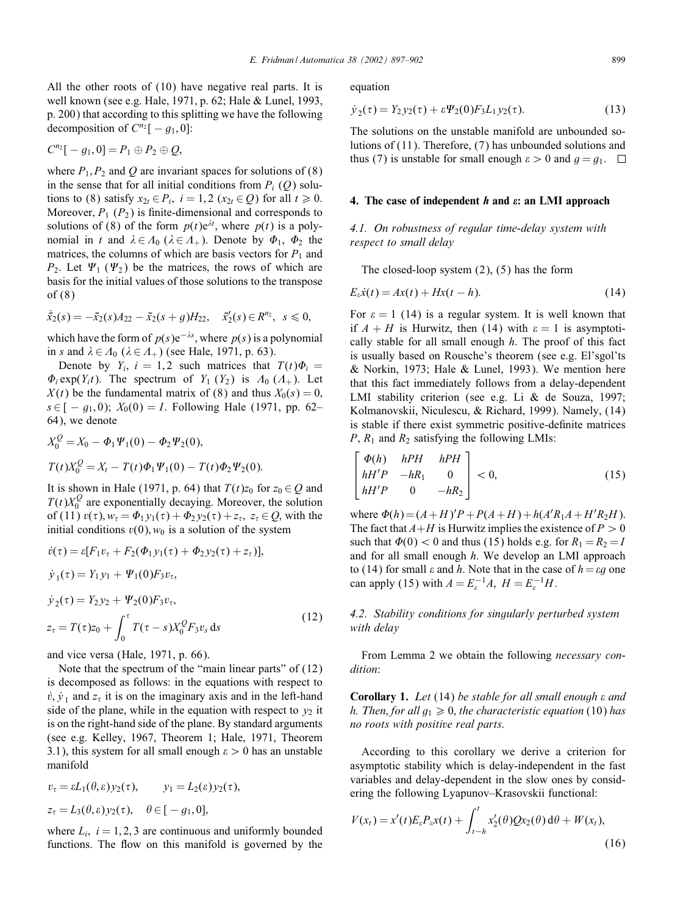All the other roots of (10) have negative real parts. It is well known (see e.g. Hale, 1971, p. 62; Hale & Lunel, 1993, p. 200) that according to this splitting we have the following decomposition of $C^{n_2}[-g_1, 0]$:

$$C^{n_2}[-g_1, 0] = P_1 \oplus P_2 \oplus Q,$$

where $P_1, P_2$ and $Q$ are invariant spaces for solutions of (8) in the sense that for all initial conditions from $P_i$ ($Q$) solutions to (8) satisfy $x_{2t} \in P_i$, $i = 1, 2$ ($x_{2t} \in Q$) for all $t \geqslant 0$. Moreover, $P_1$ ($P_2$) is finite-dimensional and corresponds to solutions of (8) of the form $p(t)e^{\lambda t}$, where $p(t)$ is a polynomial in $t$ and $\lambda \in \Lambda_0$ ($\lambda \in \Lambda_+$). Denote by $\Phi_1$, $\Phi_2$ the matrices, the columns of which are basis vectors for $P_1$ and $P_2$. Let $\Psi_1$ ($\Psi_2$) be the matrices, the rows of which are basis for the initial values of those solutions to the transpose of (8)

$$\dot{\bar{x}}_2(s) = -\bar{x}_2(s)A_{22} - \bar{x}_2(s+g)H_{22}, \quad \bar{x}_2'(s) \in R^{n_2}, \; s \leqslant 0,$$

which have the form of $p(s)e^{-\lambda s}$, where $p(s)$ is a polynomial in $s$ and $\lambda \in \Lambda_0$ ($\lambda \in \Lambda_+$) (see Hale, 1971, p. 63).

Denote by $Y_i$, $i = 1, 2$ such matrices that $T(t)\Phi_i = \Phi_i \exp(Y_i t)$. The spectrum of $Y_1$ ($Y_2$) is $\Lambda_0$ ($\Lambda_+$). Let $X(t)$ be the fundamental matrix of (8) and thus $X_0(s) = 0$, $s \in [-g_1, 0)$; $X_0(0) = I$. Following Hale (1971, pp. 62–64), we denote

$$X_0^Q = X_0 - \Phi_1\Psi_1(0) - \Phi_2\Psi_2(0),$$

$$T(t)X_0^Q = X_t - T(t)\Phi_1\Psi_1(0) - T(t)\Phi_2\Psi_2(0).$$

It is shown in Hale (1971, p. 64) that $T(t)z_0$ for $z_0 \in Q$ and $T(t)X_0^Q$ are exponentially decaying. Moreover, the solution of (11) $v(\tau), w_\tau = \Phi_1 y_1(\tau) + \Phi_2 y_2(\tau) + z_\tau$, $z_\tau \in Q$, with the initial conditions $v(0), w_0$ is a solution of the system

$$\begin{aligned}
\dot{v}(\tau) &= \varepsilon[F_1 v_\tau + F_2(\Phi_1 y_1(\tau) + \Phi_2 y_2(\tau) + z_\tau)], \\
\dot{y}_1(\tau) &= Y_1 y_1 + \Psi_1(0)F_3 v_\tau, \\
\dot{y}_2(\tau) &= Y_2 y_2 + \Psi_2(0)F_3 v_\tau, \\
z_\tau &= T(\tau)z_0 + \int_0^\tau T(\tau - s)X_0^Q F_3 v_s \, ds
\end{aligned} \tag{12}$$

and vice versa (Hale, 1971, p. 66).

Note that the spectrum of the "main linear parts" of (12) is decomposed as follows: in the equations with respect to $\dot{v}, \dot{y}_1$ and $z_\tau$ it is on the imaginary axis and in the left-hand side of the plane, while in the equation with respect to $y_2$ it is on the right-hand side of the plane. By standard arguments (see e.g. Kelley, 1967, Theorem 1; Hale, 1971, Theorem 3.1), this system for all small enough $\varepsilon > 0$ has an unstable manifold

$$v_\tau = \varepsilon L_1(\theta, \varepsilon)y_2(\tau), \qquad y_1 = L_2(\varepsilon)y_2(\tau),$$

$$z_\tau = L_3(\theta, \varepsilon)y_2(\tau), \quad \theta \in [-g_1, 0],$$

where $L_i$, $i = 1, 2, 3$ are continuous and uniformly bounded functions. The flow on this manifold is governed by the equation

$$\dot{y}_2(\tau) = Y_2 y_2(\tau) + \varepsilon\Psi_2(0)F_3 L_1 y_2(\tau). \tag{13}$$

The solutions on the unstable manifold are unbounded solutions of (11). Therefore, (7) has unbounded solutions and thus (7) is unstable for small enough $\varepsilon > 0$ and $g = g_1$. $\square$

## 4. The case of independent $h$ and $\varepsilon$: an LMI approach

### 4.1. On robustness of regular time-delay system with respect to small delay

The closed-loop system (2), (5) has the form

$$E_\varepsilon \dot{x}(t) = Ax(t) + Hx(t-h). \tag{14}$$

For $\varepsilon = 1$ (14) is a regular system. It is well known that if $A + H$ is Hurwitz, then (14) with $\varepsilon = 1$ is asymptotically stable for all small enough $h$. The proof of this fact is usually based on Rousche's theorem (see e.g. El'sgol'ts & Norkin, 1973; Hale & Lunel, 1993). We mention here that this fact immediately follows from a delay-dependent LMI stability criterion (see e.g. Li & de Souza, 1997; Kolmanovskii, Niculescu, & Richard, 1999). Namely, (14) is stable if there exist symmetric positive-definite matrices $P$, $R_1$ and $R_2$ satisfying the following LMIs:

$$\begin{bmatrix} \Phi(h) & hPH & hPH \\ hH'P & -hR_1 & 0 \\ hH'P & 0 & -hR_2 \end{bmatrix} < 0, \tag{15}$$

where $\Phi(h) = (A+H)'P + P(A+H) + h(A'R_1A + H'R_2H)$. The fact that $A+H$ is Hurwitz implies the existence of $P > 0$ such that $\Phi(0) < 0$ and thus (15) holds e.g. for $R_1 = R_2 = I$ and for all small enough $h$. We develop an LMI approach to (14) for small $\varepsilon$ and $h$. Note that in the case of $h = \varepsilon g$ one can apply (15) with $A = E_\varepsilon^{-1}A$, $H = E_\varepsilon^{-1}H$.

### 4.2. Stability conditions for singularly perturbed system with delay

From Lemma 2 we obtain the following *necessary condition*:

**Corollary 1.** *Let* (14) *be stable for all small enough* $\varepsilon$ *and* $h$. *Then, for all* $g_1 \geqslant 0$, *the characteristic equation* (10) *has no roots with positive real parts.*

According to this corollary we derive a criterion for asymptotic stability which is delay-independent in the fast variables and delay-dependent in the slow ones by considering the following Lyapunov–Krasovskii functional:

$$V(x_t) = x'(t)E_\varepsilon P_\varepsilon x(t) + \int_{t-h}^t x_2'(\theta)Qx_2(\theta)\,d\theta + W(x_t), \tag{16}$$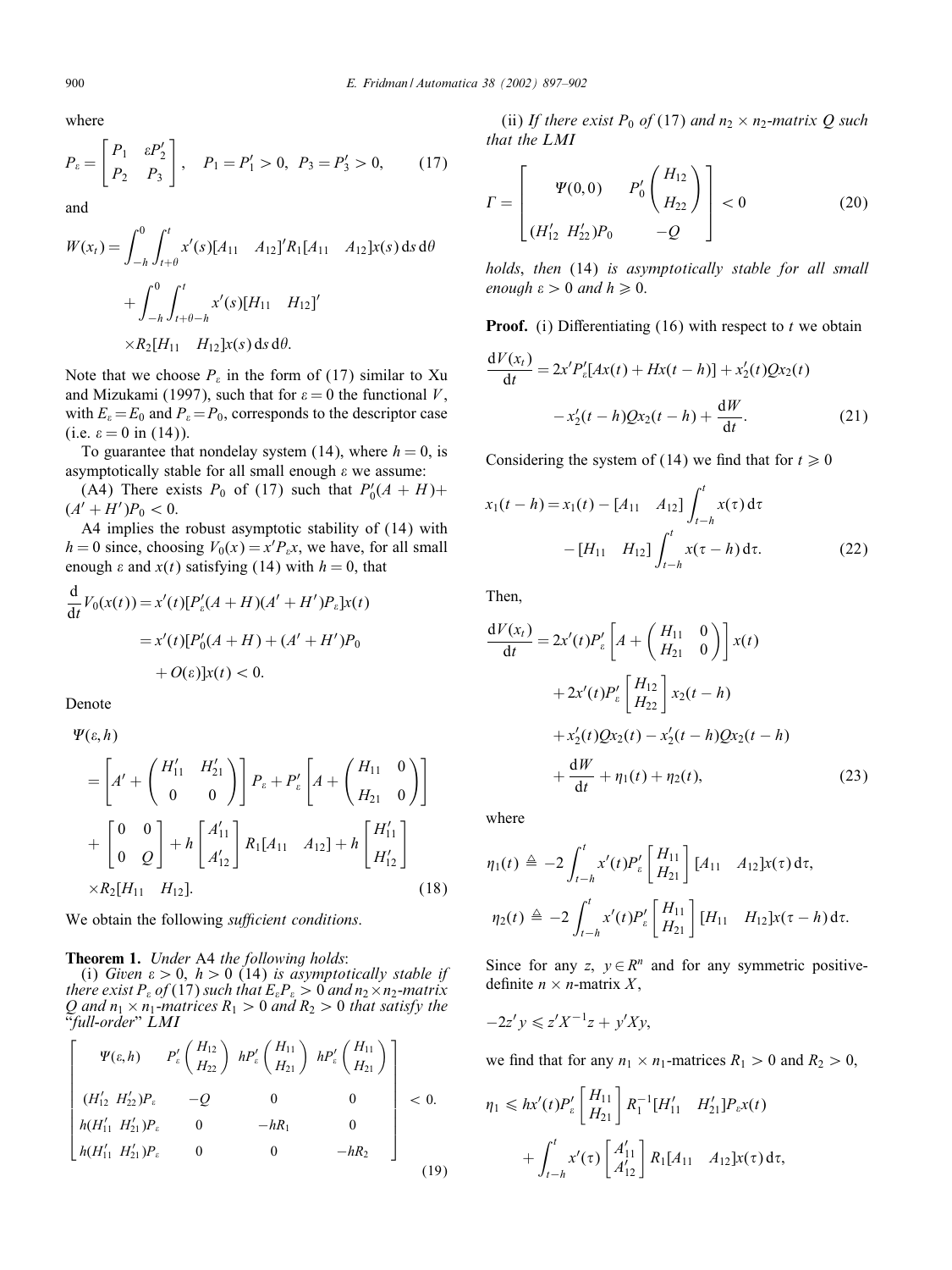where

$$P_\varepsilon = \begin{bmatrix} P_1 & \varepsilon P_2' \\ P_2 & P_3 \end{bmatrix}, \quad P_1 = P_1' > 0, \;\; P_3 = P_3' > 0, \tag{17}$$

and

$$W(x_t) = \int_{-h}^{0}\int_{t+\theta}^{t} x'(s)[A_{11} \quad A_{12}]' R_1 [A_{11} \quad A_{12}] x(s)\,\mathrm{d}s\,\mathrm{d}\theta$$
$$+ \int_{-h}^{0}\int_{t+\theta-h}^{t} x'(s)[H_{11} \quad H_{12}]'$$
$$\times R_2 [H_{11} \quad H_{12}] x(s)\,\mathrm{d}s\,\mathrm{d}\theta.$$

Note that we choose $P_\varepsilon$ in the form of (17) similar to Xu and Mizukami (1997), such that for $\varepsilon = 0$ the functional $V$, with $E_\varepsilon = E_0$ and $P_\varepsilon = P_0$, corresponds to the descriptor case (i.e. $\varepsilon = 0$ in (14)).

To guarantee that nondelay system (14), where $h = 0$, is asymptotically stable for all small enough $\varepsilon$ we assume:

(A4) There exists $P_0$ of (17) such that $P_0'(A + H) + (A' + H')P_0 < 0$.

A4 implies the robust asymptotic stability of (14) with $h = 0$ since, choosing $V_0(x) = x'P_\varepsilon x$, we have, for all small enough $\varepsilon$ and $x(t)$ satisfying (14) with $h = 0$, that

$$\frac{\mathrm{d}}{\mathrm{d}t} V_0(x(t)) = x'(t)[P_\varepsilon'(A + H)(A' + H')P_\varepsilon]x(t)$$
$$= x'(t)[P_0'(A + H) + (A' + H')P_0$$
$$+ O(\varepsilon)]x(t) < 0.$$

Denote

$$\Psi(\varepsilon, h)$$
$$= \left[A' + \begin{pmatrix} H_{11}' & H_{21}' \\ 0 & 0 \end{pmatrix}\right] P_\varepsilon + P_\varepsilon' \left[A + \begin{pmatrix} H_{11} & 0 \\ H_{21} & 0 \end{pmatrix}\right]$$
$$+ \begin{bmatrix} 0 & 0 \\ 0 & Q \end{bmatrix} + h \begin{bmatrix} A_{11}' \\ A_{12}' \end{bmatrix} R_1 [A_{11} \quad A_{12}] + h \begin{bmatrix} H_{11}' \\ H_{12}' \end{bmatrix}$$
$$\times R_2 [H_{11} \quad H_{12}]. \tag{18}$$

We obtain the following *sufficient conditions*.

**Theorem 1.** *Under* A4 *the following holds*:

(i) *Given $\varepsilon > 0$, $h > 0$ (14) is asymptotically stable if there exist $P_\varepsilon$ of (17) such that $E_\varepsilon P_\varepsilon > 0$ and $n_2 \times n_2$-matrix $Q$ and $n_1 \times n_1$-matrices $R_1 > 0$ and $R_2 > 0$ that satisfy the "full-order" LMI*

$$\begin{bmatrix} \Psi(\varepsilon, h) & P_\varepsilon' \begin{pmatrix} H_{12} \\ H_{22} \end{pmatrix} & hP_\varepsilon' \begin{pmatrix} H_{11} \\ H_{21} \end{pmatrix} & hP_\varepsilon' \begin{pmatrix} H_{11} \\ H_{21} \end{pmatrix} \\ (H_{12}' \;\; H_{22}')P_\varepsilon & -Q & 0 & 0 \\ h(H_{11}' \;\; H_{21}')P_\varepsilon & 0 & -hR_1 & 0 \\ h(H_{11}' \;\; H_{21}')P_\varepsilon & 0 & 0 & -hR_2 \end{bmatrix} < 0. \tag{19}$$

(ii) *If there exist $P_0$ of (17) and $n_2 \times n_2$-matrix $Q$ such that the LMI*

$$\Gamma = \begin{bmatrix} \Psi(0,0) & P_0' \begin{pmatrix} H_{12} \\ H_{22} \end{pmatrix} \\ (H_{12}' \;\; H_{22}')P_0 & -Q \end{bmatrix} < 0 \tag{20}$$

*holds, then (14) is asymptotically stable for all small enough $\varepsilon > 0$ and $h \geqslant 0$.*

**Proof.** (i) Differentiating (16) with respect to $t$ we obtain

$$\frac{\mathrm{d}V(x_t)}{\mathrm{d}t} = 2x'P_\varepsilon'[Ax(t) + Hx(t-h)] + x_2'(t)Qx_2(t)$$
$$- x_2'(t-h)Qx_2(t-h) + \frac{\mathrm{d}W}{\mathrm{d}t}. \tag{21}$$

Considering the system of (14) we find that for $t \geqslant 0$

$$x_1(t-h) = x_1(t) - [A_{11} \quad A_{12}] \int_{t-h}^{t} x(\tau)\,\mathrm{d}\tau$$
$$- [H_{11} \quad H_{12}] \int_{t-h}^{t} x(\tau - h)\,\mathrm{d}\tau. \tag{22}$$

Then,

$$\frac{\mathrm{d}V(x_t)}{\mathrm{d}t} = 2x'(t)P_\varepsilon'\left[A + \begin{pmatrix} H_{11} & 0 \\ H_{21} & 0 \end{pmatrix}\right]x(t)$$
$$+ 2x'(t)P_\varepsilon' \begin{bmatrix} H_{12} \\ H_{22} \end{bmatrix} x_2(t-h)$$
$$+ x_2'(t)Qx_2(t) - x_2'(t-h)Qx_2(t-h)$$
$$+ \frac{\mathrm{d}W}{\mathrm{d}t} + \eta_1(t) + \eta_2(t), \tag{23}$$

where

$$\eta_1(t) \triangleq -2\int_{t-h}^{t} x'(t)P_\varepsilon' \begin{bmatrix} H_{11} \\ H_{21} \end{bmatrix} [A_{11} \quad A_{12}] x(\tau)\,\mathrm{d}\tau,$$

$$\eta_2(t) \triangleq -2\int_{t-h}^{t} x'(t)P_\varepsilon' \begin{bmatrix} H_{11} \\ H_{21} \end{bmatrix} [H_{11} \quad H_{12}] x(\tau - h)\,\mathrm{d}\tau.$$

Since for any $z$, $y \in R^n$ and for any symmetric positive-definite $n \times n$-matrix $X$,

$$-2z'y \leqslant z'X^{-1}z + y'Xy,$$

we find that for any $n_1 \times n_1$-matrices $R_1 > 0$ and $R_2 > 0$,

$$\eta_1 \leqslant hx'(t)P_\varepsilon' \begin{bmatrix} H_{11} \\ H_{21} \end{bmatrix} R_1^{-1} [H_{11}' \quad H_{21}'] P_\varepsilon x(t)$$
$$+ \int_{t-h}^{t} x'(\tau) \begin{bmatrix} A_{11}' \\ A_{12}' \end{bmatrix} R_1 [A_{11} \quad A_{12}] x(\tau)\,\mathrm{d}\tau,$$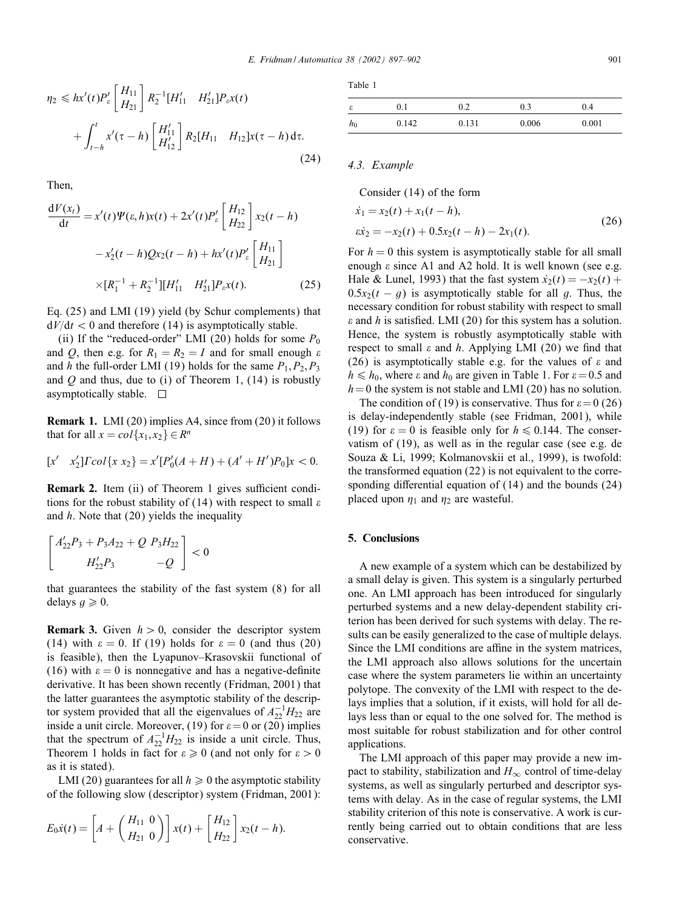$$\eta_2 \leqslant hx'(t)P'_\varepsilon \begin{bmatrix} H_{11} \\ H_{21} \end{bmatrix} R_2^{-1}[H'_{11} \quad H'_{21}]P_\varepsilon x(t)$$

$$+ \int_{t-h}^{t} x'(\tau - h) \begin{bmatrix} H'_{11} \\ H'_{12} \end{bmatrix} R_2[H_{11} \quad H_{12}]x(\tau - h)\,\mathrm{d}\tau. \tag{24}$$

Then,

$$\frac{\mathrm{d}V(x_t)}{\mathrm{d}t} = x'(t)\Psi(\varepsilon, h)x(t) + 2x'(t)P'_\varepsilon \begin{bmatrix} H_{12} \\ H_{22} \end{bmatrix} x_2(t-h)$$

$$- x'_2(t-h)Qx_2(t-h) + hx'(t)P'_\varepsilon \begin{bmatrix} H_{11} \\ H_{21} \end{bmatrix}$$

$$\times [R_1^{-1} + R_2^{-1}][H'_{11} \quad H'_{21}]P_\varepsilon x(t). \tag{25}$$

Eq. (25) and LMI (19) yield (by Schur complements) that $\mathrm{d}V/\mathrm{d}t < 0$ and therefore (14) is asymptotically stable.

(ii) If the "reduced-order" LMI (20) holds for some $P_0$ and $Q$, then e.g. for $R_1 = R_2 = I$ and for small enough $\varepsilon$ and $h$ the full-order LMI (19) holds for the same $P_1, P_2, P_3$ and $Q$ and thus, due to (i) of Theorem 1, (14) is robustly asymptotically stable. □

**Remark 1.** LMI (20) implies A4, since from (20) it follows that for all $x = col\{x_1, x_2\} \in R^n$

$$[x' \quad x'_2]\Gamma col\{x \; x_2\} = x'[P'_0(A + H) + (A' + H')P_0]x < 0.$$

**Remark 2.** Item (ii) of Theorem 1 gives sufficient conditions for the robust stability of (14) with respect to small $\varepsilon$ and $h$. Note that (20) yields the inequality

$$\begin{bmatrix} A'_{22}P_3 + P_3A_{22} + Q & P_3H_{22} \\ H'_{22}P_3 & -Q \end{bmatrix} < 0$$

that guarantees the stability of the fast system (8) for all delays $g \geqslant 0$.

**Remark 3.** Given $h > 0$, consider the descriptor system (14) with $\varepsilon = 0$. If (19) holds for $\varepsilon = 0$ (and thus (20) is feasible), then the Lyapunov–Krasovskii functional of (16) with $\varepsilon = 0$ is nonnegative and has a negative-definite derivative. It has been shown recently (Fridman, 2001) that the latter guarantees the asymptotic stability of the descriptor system provided that all the eigenvalues of $A_{22}^{-1}H_{22}$ are inside a unit circle. Moreover, (19) for $\varepsilon = 0$ or (20) implies that the spectrum of $A_{22}^{-1}H_{22}$ is inside a unit circle. Thus, Theorem 1 holds in fact for $\varepsilon \geqslant 0$ (and not only for $\varepsilon > 0$ as it is stated).

LMI (20) guarantees for all $h \geqslant 0$ the asymptotic stability of the following slow (descriptor) system (Fridman, 2001):

$$E_0\dot{x}(t) = \left[A + \begin{pmatrix} H_{11} & 0 \\ H_{21} & 0 \end{pmatrix}\right] x(t) + \begin{bmatrix} H_{12} \\ H_{22} \end{bmatrix} x_2(t-h).$$

Table 1

| $\varepsilon$ | 0.1 | 0.2 | 0.3 | 0.4 |
|---|---|---|---|---|
| $h_0$ | 0.142 | 0.131 | 0.006 | 0.001 |

### 4.3. Example

Consider (14) of the form

$$\begin{aligned} \dot{x}_1 &= x_2(t) + x_1(t-h), \\ \varepsilon\dot{x}_2 &= -x_2(t) + 0.5x_2(t-h) - 2x_1(t). \end{aligned} \tag{26}$$

For $h = 0$ this system is asymptotically stable for all small enough $\varepsilon$ since A1 and A2 hold. It is well known (see e.g. Hale & Lunel, 1993) that the fast system $\dot{x}_2(t) = -x_2(t) + 0.5x_2(t-g)$ is asymptotically stable for all $g$. Thus, the necessary condition for robust stability with respect to small $\varepsilon$ and $h$ is satisfied. LMI (20) for this system has a solution. Hence, the system is robustly asymptotically stable with respect to small $\varepsilon$ and $h$. Applying LMI (20) we find that (26) is asymptotically stable e.g. for the values of $\varepsilon$ and $h \leqslant h_0$, where $\varepsilon$ and $h_0$ are given in Table 1. For $\varepsilon = 0.5$ and $h = 0$ the system is not stable and LMI (20) has no solution.

The condition of (19) is conservative. Thus for $\varepsilon = 0$ (26) is delay-independently stable (see Fridman, 2001), while (19) for $\varepsilon = 0$ is feasible only for $h \leqslant 0.144$. The conservatism of (19), as well as in the regular case (see e.g. de Souza & Li, 1999; Kolmanovskii et al., 1999), is twofold: the transformed equation (22) is not equivalent to the corresponding differential equation of (14) and the bounds (24) placed upon $\eta_1$ and $\eta_2$ are wasteful.

## 5. Conclusions

A new example of a system which can be destabilized by a small delay is given. This system is a singularly perturbed one. An LMI approach has been introduced for singularly perturbed systems and a new delay-dependent stability criterion has been derived for such systems with delay. The results can be easily generalized to the case of multiple delays. Since the LMI conditions are affine in the system matrices, the LMI approach also allows solutions for the uncertain case where the system parameters lie within an uncertainty polytope. The convexity of the LMI with respect to the delays implies that a solution, if it exists, will hold for all delays less than or equal to the one solved for. The method is most suitable for robust stabilization and for other control applications.

The LMI approach of this paper may provide a new impact to stability, stabilization and $H_\infty$ control of time-delay systems, as well as singularly perturbed and descriptor systems with delay. As in the case of regular systems, the LMI stability criterion of this note is conservative. A work is currently being carried out to obtain conditions that are less conservative.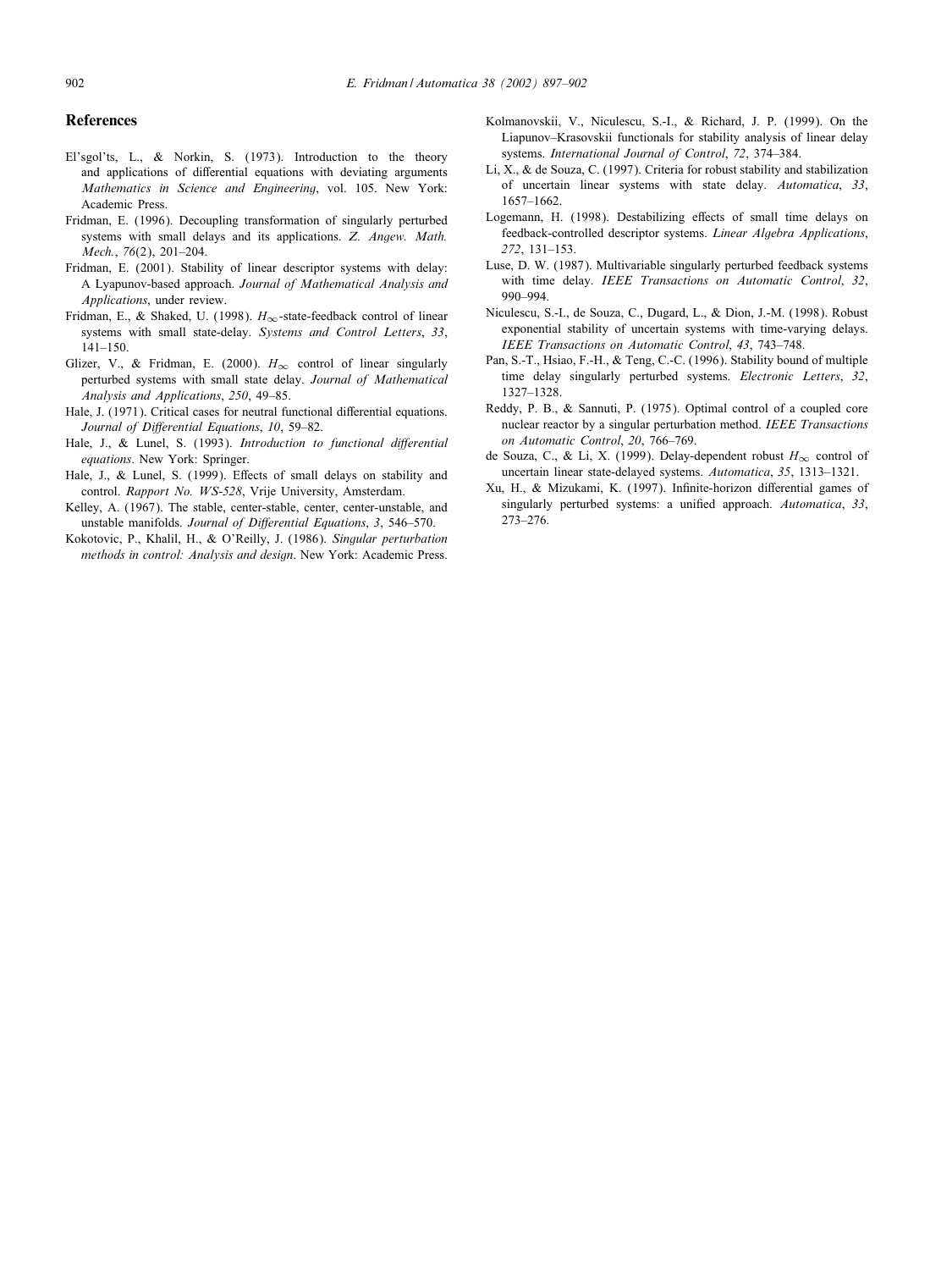## References

El'sgol'ts, L., & Norkin, S. (1973). Introduction to the theory and applications of differential equations with deviating arguments *Mathematics in Science and Engineering*, vol. 105. New York: Academic Press.

Fridman, E. (1996). Decoupling transformation of singularly perturbed systems with small delays and its applications. *Z. Angew. Math. Mech.*, *76*(2), 201–204.

Fridman, E. (2001). Stability of linear descriptor systems with delay: A Lyapunov-based approach. *Journal of Mathematical Analysis and Applications*, under review.

Fridman, E., & Shaked, U. (1998). $H_\infty$-state-feedback control of linear systems with small state-delay. *Systems and Control Letters*, *33*, 141–150.

Glizer, V., & Fridman, E. (2000). $H_\infty$ control of linear singularly perturbed systems with small state delay. *Journal of Mathematical Analysis and Applications*, *250*, 49–85.

Hale, J. (1971). Critical cases for neutral functional differential equations. *Journal of Differential Equations*, *10*, 59–82.

Hale, J., & Lunel, S. (1993). *Introduction to functional differential equations*. New York: Springer.

Hale, J., & Lunel, S. (1999). Effects of small delays on stability and control. *Rapport No. WS-528*, Vrije University, Amsterdam.

Kelley, A. (1967). The stable, center-stable, center, center-unstable, and unstable manifolds. *Journal of Differential Equations*, *3*, 546–570.

Kokotovic, P., Khalil, H., & O'Reilly, J. (1986). *Singular perturbation methods in control: Analysis and design*. New York: Academic Press.

Kolmanovskii, V., Niculescu, S.-I., & Richard, J. P. (1999). On the Liapunov–Krasovskii functionals for stability analysis of linear delay systems. *International Journal of Control*, *72*, 374–384.

Li, X., & de Souza, C. (1997). Criteria for robust stability and stabilization of uncertain linear systems with state delay. *Automatica*, *33*, 1657–1662.

Logemann, H. (1998). Destabilizing effects of small time delays on feedback-controlled descriptor systems. *Linear Algebra Applications*, *272*, 131–153.

Luse, D. W. (1987). Multivariable singularly perturbed feedback systems with time delay. *IEEE Transactions on Automatic Control*, *32*, 990–994.

Niculescu, S.-I., de Souza, C., Dugard, L., & Dion, J.-M. (1998). Robust exponential stability of uncertain systems with time-varying delays. *IEEE Transactions on Automatic Control*, *43*, 743–748.

Pan, S.-T., Hsiao, F.-H., & Teng, C.-C. (1996). Stability bound of multiple time delay singularly perturbed systems. *Electronic Letters*, *32*, 1327–1328.

Reddy, P. B., & Sannuti, P. (1975). Optimal control of a coupled core nuclear reactor by a singular perturbation method. *IEEE Transactions on Automatic Control*, *20*, 766–769.

de Souza, C., & Li, X. (1999). Delay-dependent robust $H_\infty$ control of uncertain linear state-delayed systems. *Automatica*, *35*, 1313–1321.

Xu, H., & Mizukami, K. (1997). Infinite-horizon differential games of singularly perturbed systems: a unified approach. *Automatica*, *33*, 273–276.